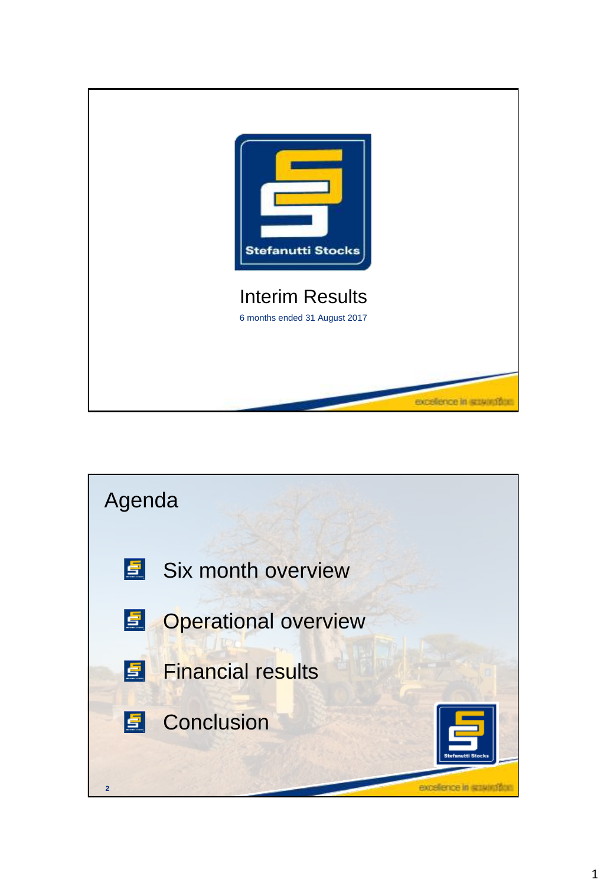Stefanutti Stocks

# Interim Results

6 months ended 31 August 2017

excellence in execution

## Agenda

- Six month overview
- Operational overview
- Financial results
- Conclusion

excellence in execution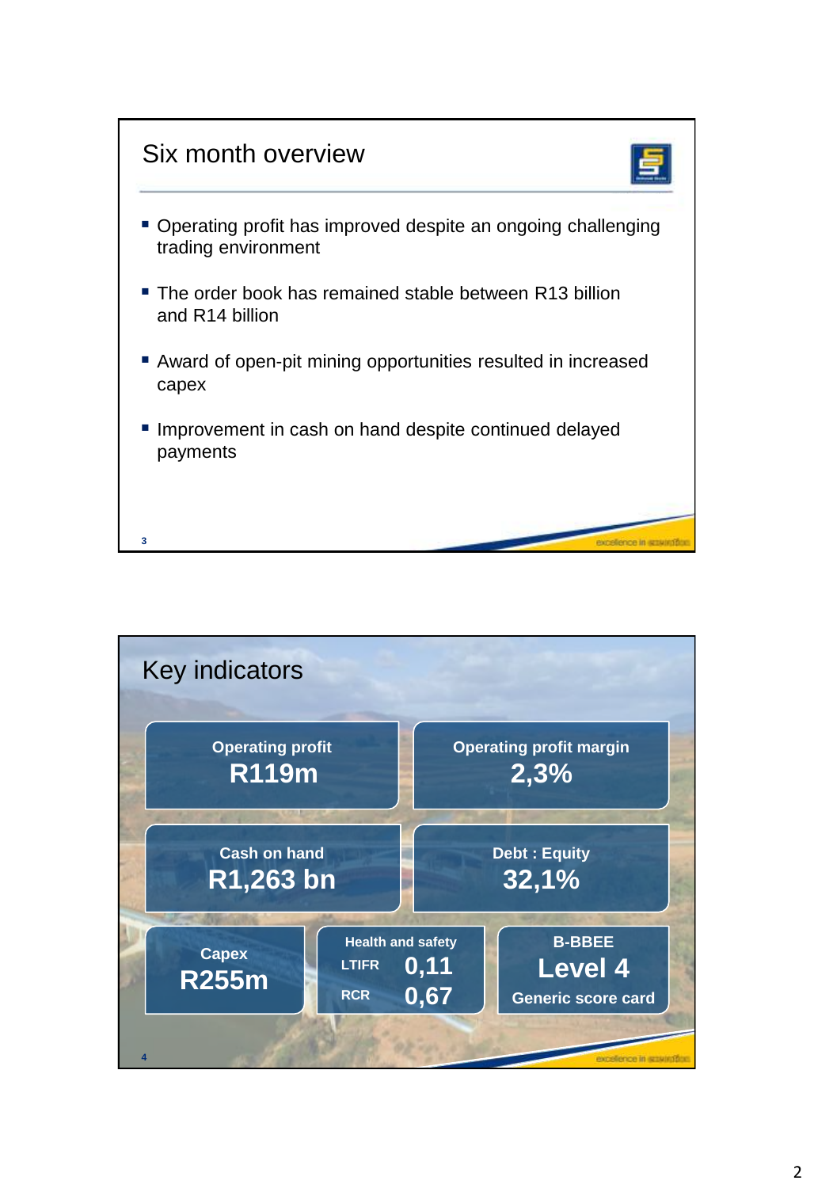## Six month overview

- Operating profit has improved despite an ongoing challenging trading environment
- The order book has remained stable between R13 billion and R14 billion
- Award of open-pit mining opportunities resulted in increased capex
- Improvement in cash on hand despite continued delayed payments

## Key indicators

**Operating profit**
**R119m**

**Operating profit margin**
**2,3%**

**Cash on hand**
**R1,263 bn**

**Debt : Equity**
**32,1%**

**Capex**
**R255m**

**Health and safety**
LTIFR **0,11**
RCR **0,67**

**B-BBEE**
**Level 4**
**Generic score card**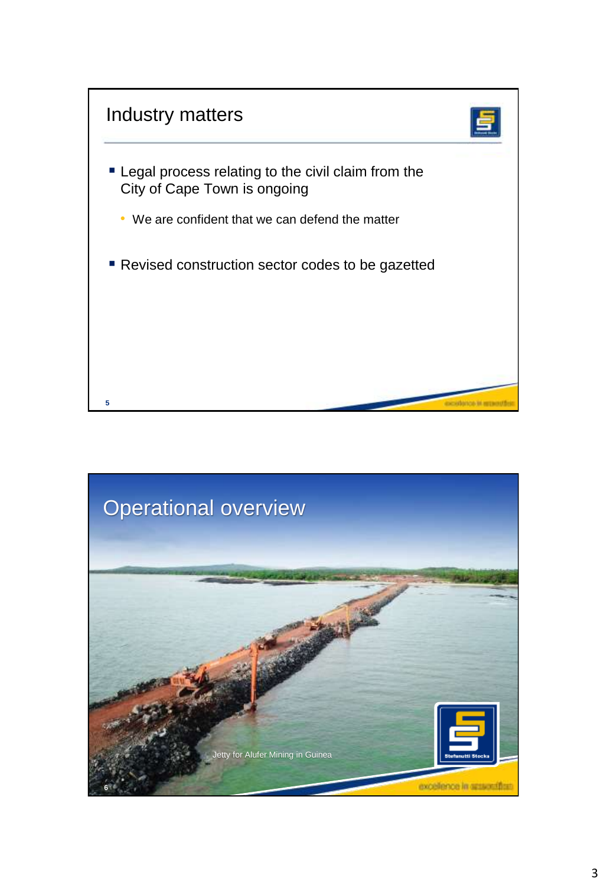## Industry matters

- Legal process relating to the civil claim from the City of Cape Town is ongoing
  - We are confident that we can defend the matter
- Revised construction sector codes to be gazetted

## Operational overview

Jetty for Alufer Mining in Guinea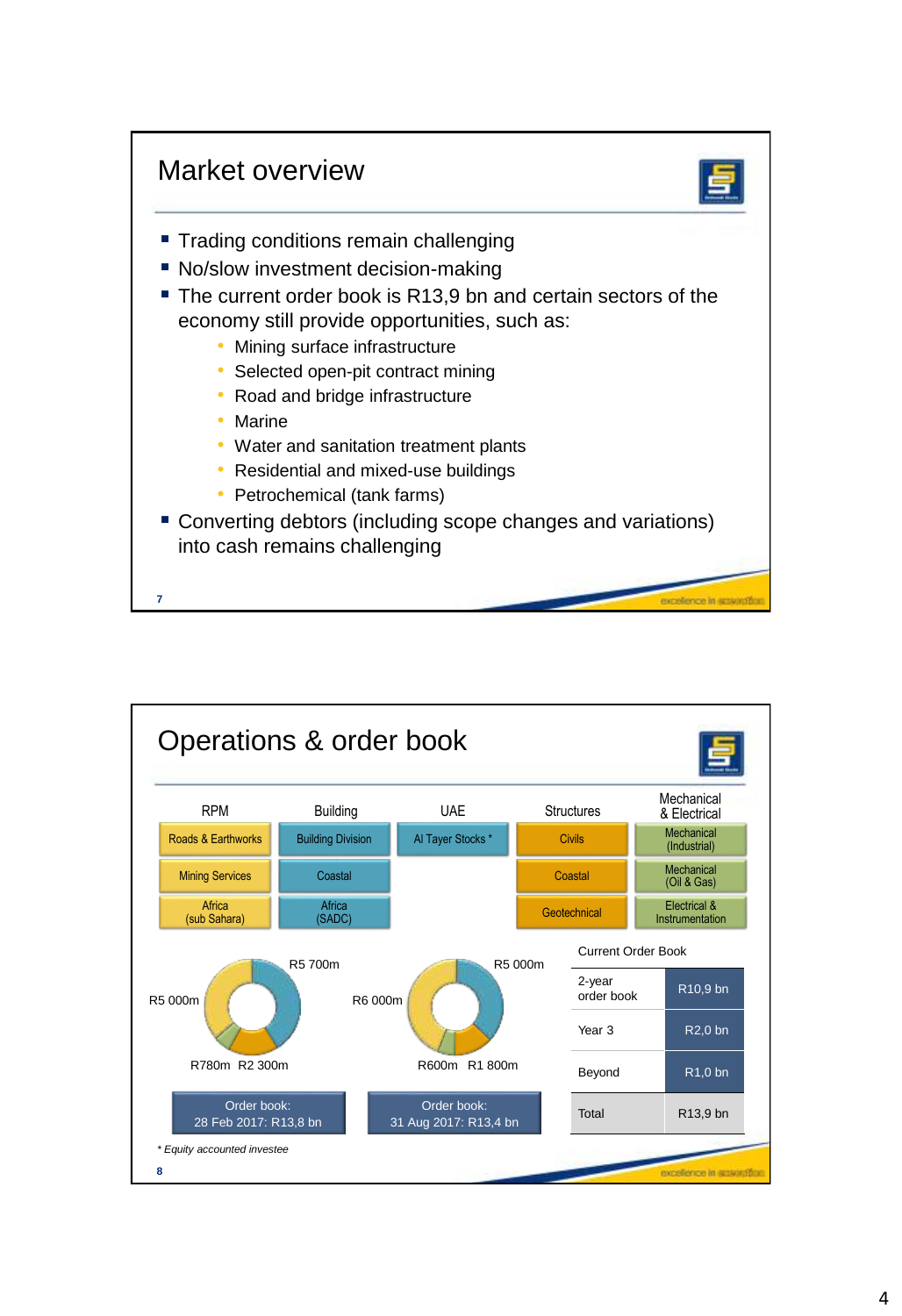# Market overview

- Trading conditions remain challenging
- No/slow investment decision-making
- The current order book is R13,9 bn and certain sectors of the economy still provide opportunities, such as:
  - Mining surface infrastructure
  - Selected open-pit contract mining
  - Road and bridge infrastructure
  - Marine
  - Water and sanitation treatment plants
  - Residential and mixed-use buildings
  - Petrochemical (tank farms)
- Converting debtors (including scope changes and variations) into cash remains challenging

excellence in execution

# Operations & order book

| RPM | Building | UAE | Structures | Mechanical & Electrical |
|---|---|---|---|---|
| Roads & Earthworks | Building Division | Al Tayer Stocks * | Civils | Mechanical (Industrial) |
| Mining Services | Coastal | | Coastal | Mechanical (Oil & Gas) |
| Africa (sub Sahara) | Africa (SADC) | | Geotechnical | Electrical & Instrumentation |

R5 700m
R5 000m
R780m R2 300m

Order book: 28 Feb 2017: R13,8 bn

R5 000m
R6 000m
R600m R1 800m

Order book: 31 Aug 2017: R13,4 bn

Current Order Book

| | |
|---|---|
| 2-year order book | R10,9 bn |
| Year 3 | R2,0 bn |
| Beyond | R1,0 bn |
| Total | R13,9 bn |

*\* Equity accounted investee*

excellence in execution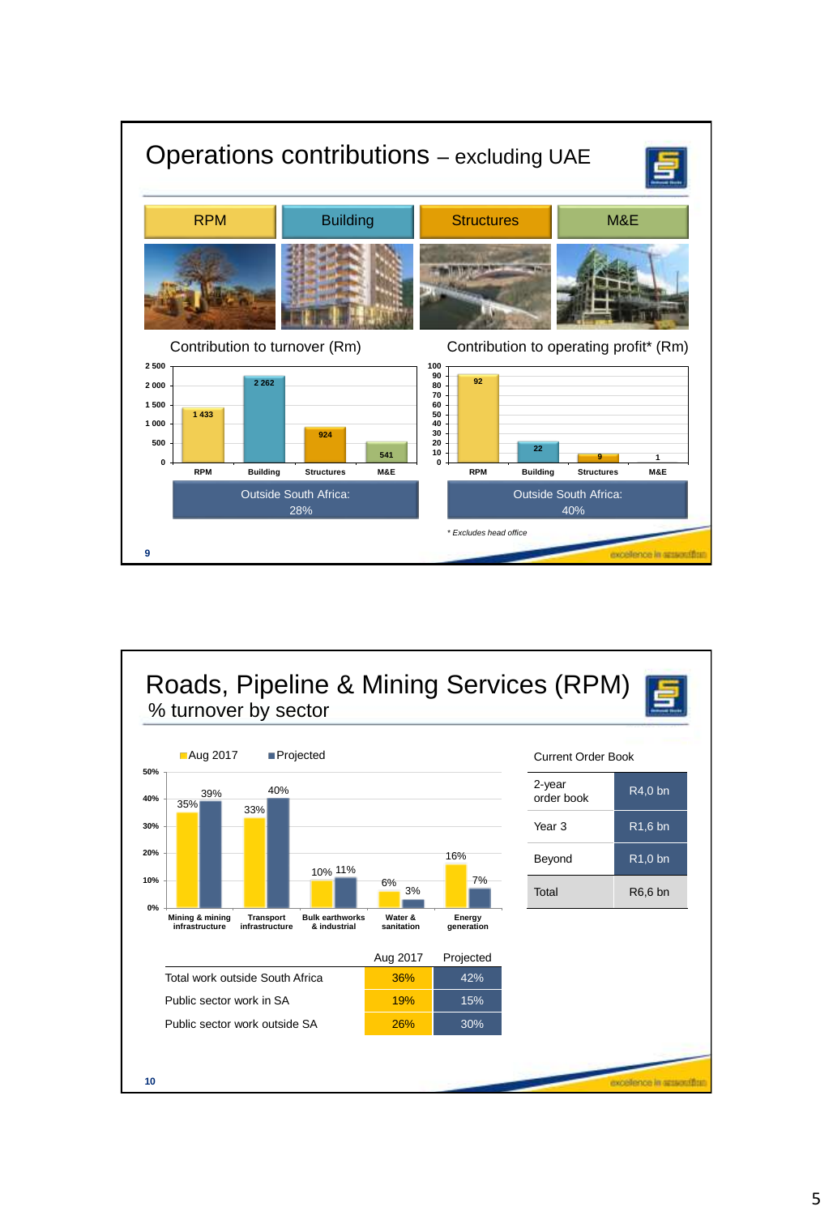# Operations contributions – excluding UAE

| RPM | Building | Structures | M&E |
|---|---|---|---|

**Contribution to turnover (Rm)**

| RPM | Building | Structures | M&E |
|---|---|---|---|
| 1 433 | 2 262 | 924 | 541 |

Outside South Africa: 28%

**Contribution to operating profit* (Rm)**

| RPM | Building | Structures | M&E |
|---|---|---|---|
| 92 | 22 | 9 | 1 |

Outside South Africa: 40%

*\* Excludes head office*

excellence in execution

# Roads, Pipeline & Mining Services (RPM)

## % turnover by sector

| Sector | Aug 2017 | Projected |
|---|---|---|
| Mining & mining infrastructure | 35% | 39% |
| Transport infrastructure | 33% | 40% |
| Bulk earthworks & industrial | 10% | 11% |
| Water & sanitation | 6% | 3% |
| Energy generation | 16% | 7% |

| | Aug 2017 | Projected |
|---|---|---|
| Total work outside South Africa | 36% | 42% |
| Public sector work in SA | 19% | 15% |
| Public sector work outside SA | 26% | 30% |

**Current Order Book**

| | |
|---|---|
| 2-year order book | R4,0 bn |
| Year 3 | R1,6 bn |
| Beyond | R1,0 bn |
| Total | R6,6 bn |

excellence in execution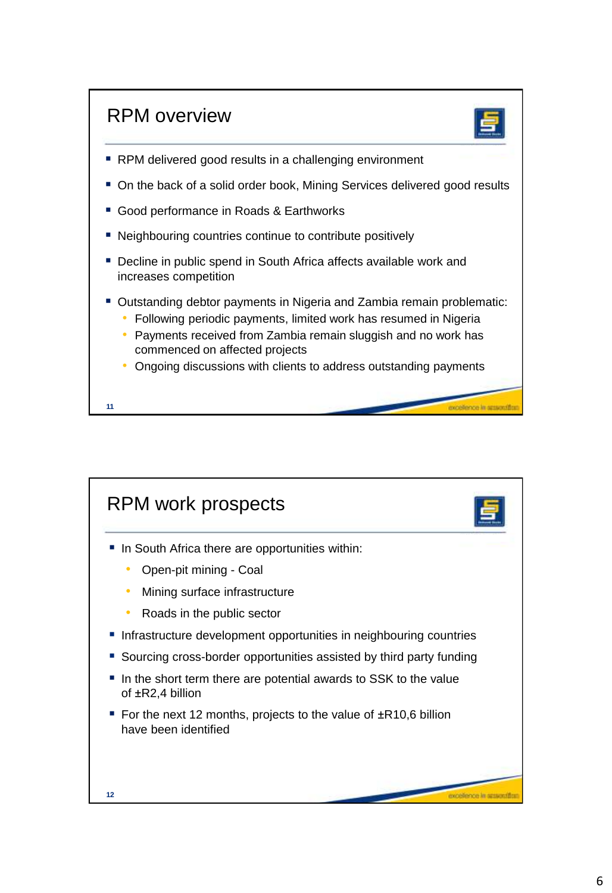## RPM overview

- RPM delivered good results in a challenging environment
- On the back of a solid order book, Mining Services delivered good results
- Good performance in Roads & Earthworks
- Neighbouring countries continue to contribute positively
- Decline in public spend in South Africa affects available work and increases competition
- Outstanding debtor payments in Nigeria and Zambia remain problematic:
  - Following periodic payments, limited work has resumed in Nigeria
  - Payments received from Zambia remain sluggish and no work has commenced on affected projects
  - Ongoing discussions with clients to address outstanding payments

## RPM work prospects

- In South Africa there are opportunities within:
  - Open-pit mining - Coal
  - Mining surface infrastructure
  - Roads in the public sector
- Infrastructure development opportunities in neighbouring countries
- Sourcing cross-border opportunities assisted by third party funding
- In the short term there are potential awards to SSK to the value of ±R2,4 billion
- For the next 12 months, projects to the value of ±R10,6 billion have been identified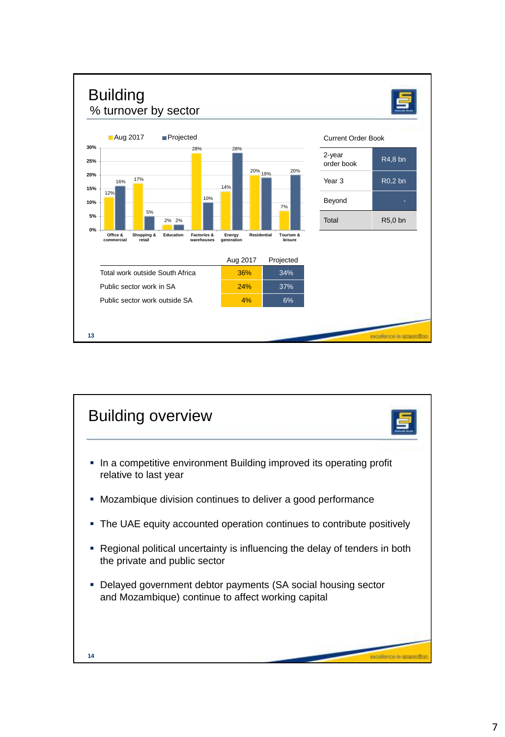# Building

## % turnover by sector

| Sector | Aug 2017 | Projected |
|---|---|---|
| Office & commercial | 12% | 16% |
| Shopping & retail | 17% | 5% |
| Education | 2% | 2% |
| Factories & warehouses | 28% | 10% |
| Energy generation | 14% | 28% |
| Residential | 20% | 19% |
| Tourism & leisure | 7% | 20% |

| Current Order Book | |
|---|---|
| 2-year order book | R4,8 bn |
| Year 3 | R0,2 bn |
| Beyond | - |
| Total | R5,0 bn |

| | Aug 2017 | Projected |
|---|---|---|
| Total work outside South Africa | 36% | 34% |
| Public sector work in SA | 24% | 37% |
| Public sector work outside SA | 4% | 6% |

# Building overview

- In a competitive environment Building improved its operating profit relative to last year
- Mozambique division continues to deliver a good performance
- The UAE equity accounted operation continues to contribute positively
- Regional political uncertainty is influencing the delay of tenders in both the private and public sector
- Delayed government debtor payments (SA social housing sector and Mozambique) continue to affect working capital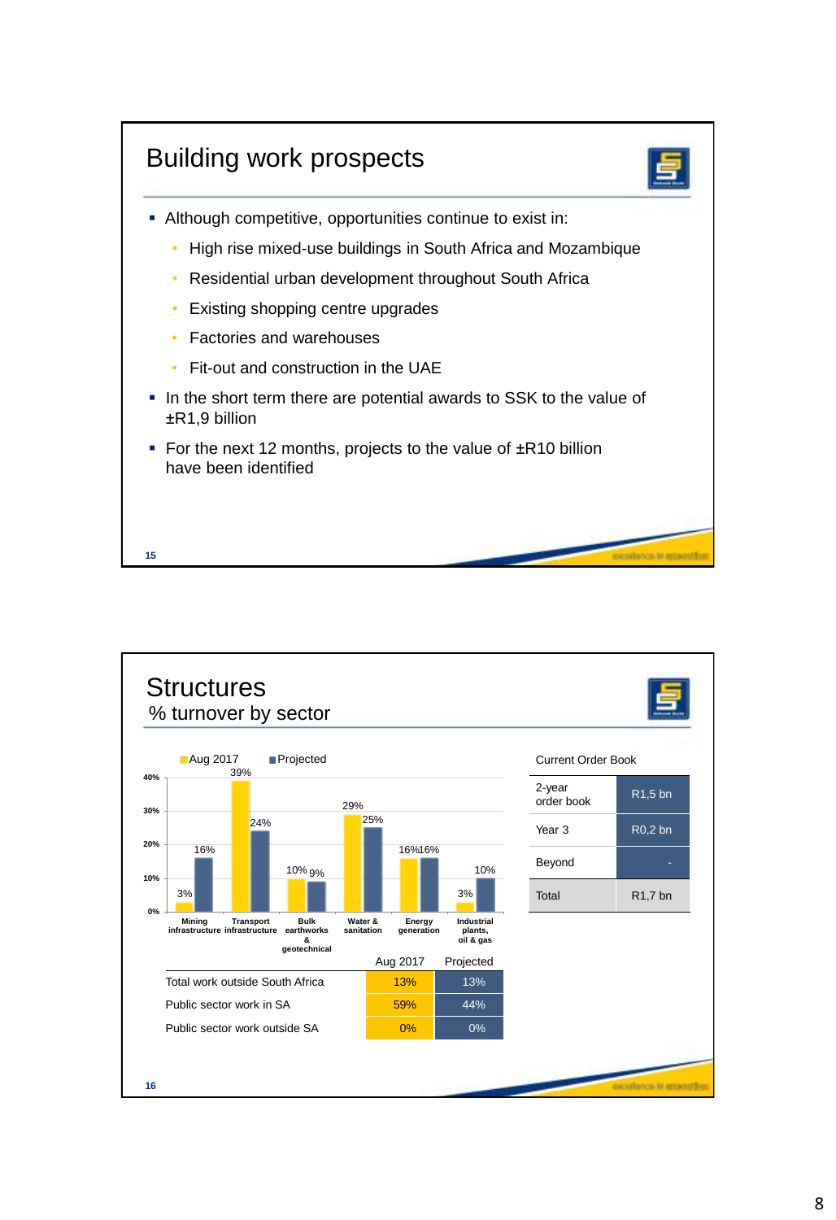## Building work prospects

- Although competitive, opportunities continue to exist in:
  - High rise mixed-use buildings in South Africa and Mozambique
  - Residential urban development throughout South Africa
  - Existing shopping centre upgrades
  - Factories and warehouses
  - Fit-out and construction in the UAE
- In the short term there are potential awards to SSK to the value of ±R1,9 billion
- For the next 12 months, projects to the value of ±R10 billion have been identified

## Structures

### % turnover by sector

| Sector | Aug 2017 | Projected |
|---|---|---|
| Mining infrastructure | 3% | 16% |
| Transport infrastructure | 39% | 24% |
| Bulk earthworks & geotechnical | 10% | 9% |
| Water & sanitation | 29% | 25% |
| Energy generation | 16% | 16% |
| Industrial plants, oil & gas | 3% | 10% |

| | Aug 2017 | Projected |
|---|---|---|
| Total work outside South Africa | 13% | 13% |
| Public sector work in SA | 59% | 44% |
| Public sector work outside SA | 0% | 0% |

| Current Order Book | |
|---|---|
| 2-year order book | R1,5 bn |
| Year 3 | R0,2 bn |
| Beyond | - |
| Total | R1,7 bn |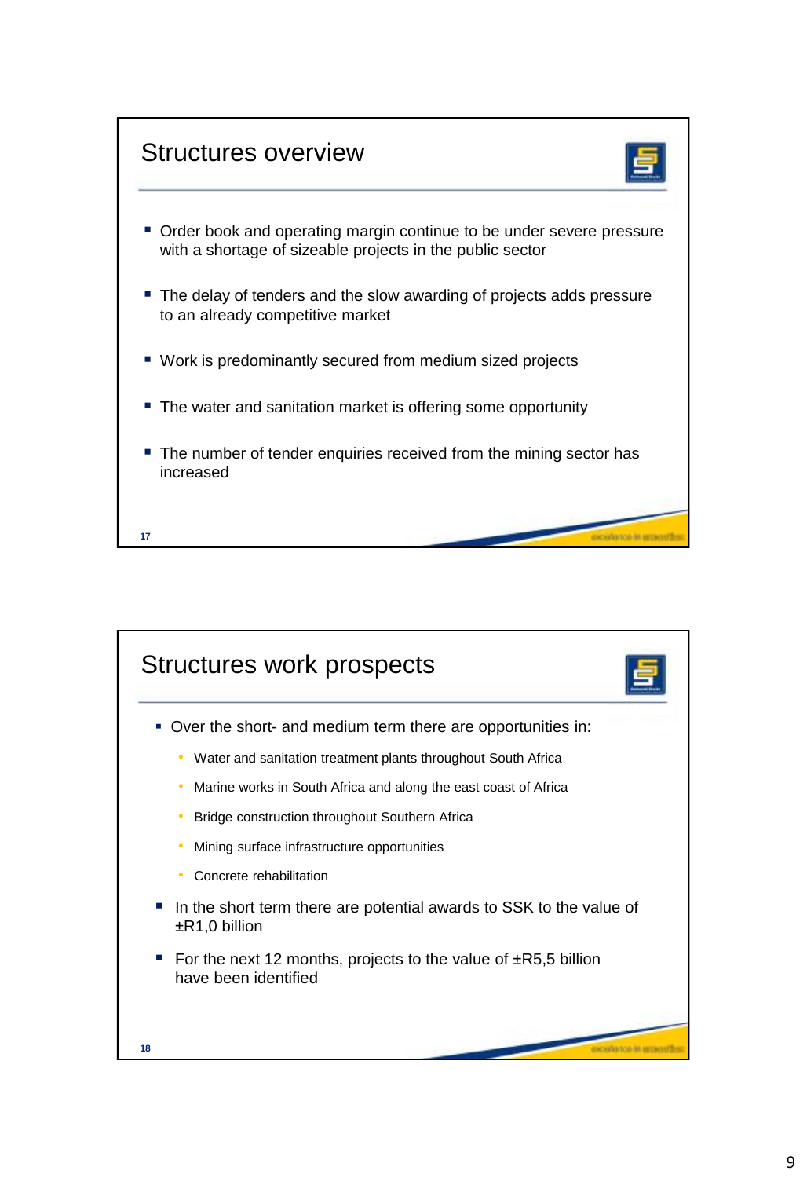## Structures overview

- Order book and operating margin continue to be under severe pressure with a shortage of sizeable projects in the public sector
- The delay of tenders and the slow awarding of projects adds pressure to an already competitive market
- Work is predominantly secured from medium sized projects
- The water and sanitation market is offering some opportunity
- The number of tender enquiries received from the mining sector has increased

## Structures work prospects

- Over the short- and medium term there are opportunities in:
  - Water and sanitation treatment plants throughout South Africa
  - Marine works in South Africa and along the east coast of Africa
  - Bridge construction throughout Southern Africa
  - Mining surface infrastructure opportunities
  - Concrete rehabilitation
- In the short term there are potential awards to SSK to the value of ±R1,0 billion
- For the next 12 months, projects to the value of ±R5,5 billion have been identified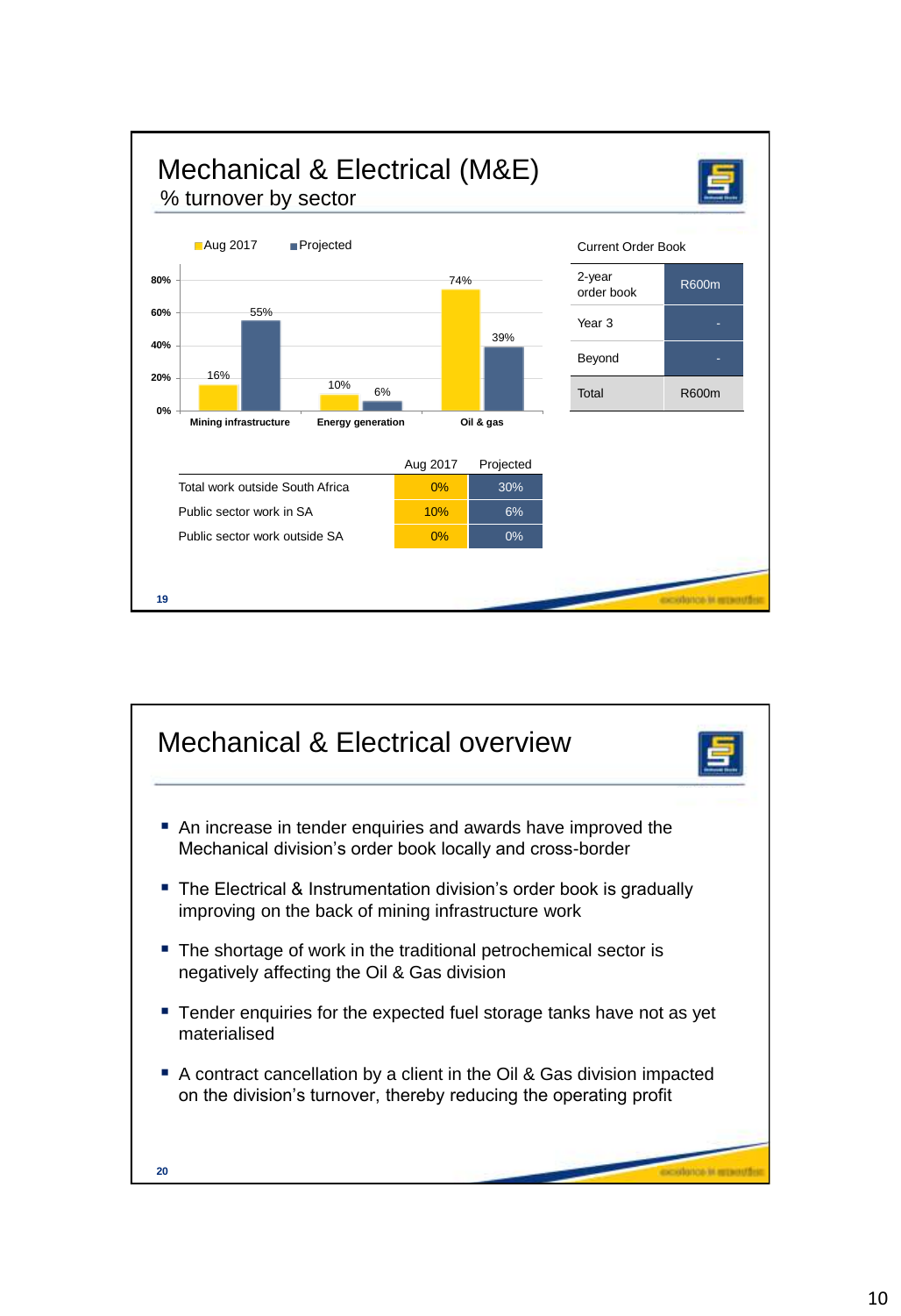# Mechanical & Electrical (M&E)

## % turnover by sector

| Sector | Aug 2017 | Projected |
|---|---|---|
| Mining infrastructure | 16% | 55% |
| Energy generation | 10% | 6% |
| Oil & gas | 74% | 39% |

| Current Order Book | |
|---|---|
| 2-year order book | R600m |
| Year 3 | - |
| Beyond | - |
| Total | R600m |

| | Aug 2017 | Projected |
|---|---|---|
| Total work outside South Africa | 0% | 30% |
| Public sector work in SA | 10% | 6% |
| Public sector work outside SA | 0% | 0% |

# Mechanical & Electrical overview

- An increase in tender enquiries and awards have improved the Mechanical division's order book locally and cross-border
- The Electrical & Instrumentation division's order book is gradually improving on the back of mining infrastructure work
- The shortage of work in the traditional petrochemical sector is negatively affecting the Oil & Gas division
- Tender enquiries for the expected fuel storage tanks have not as yet materialised
- A contract cancellation by a client in the Oil & Gas division impacted on the division's turnover, thereby reducing the operating profit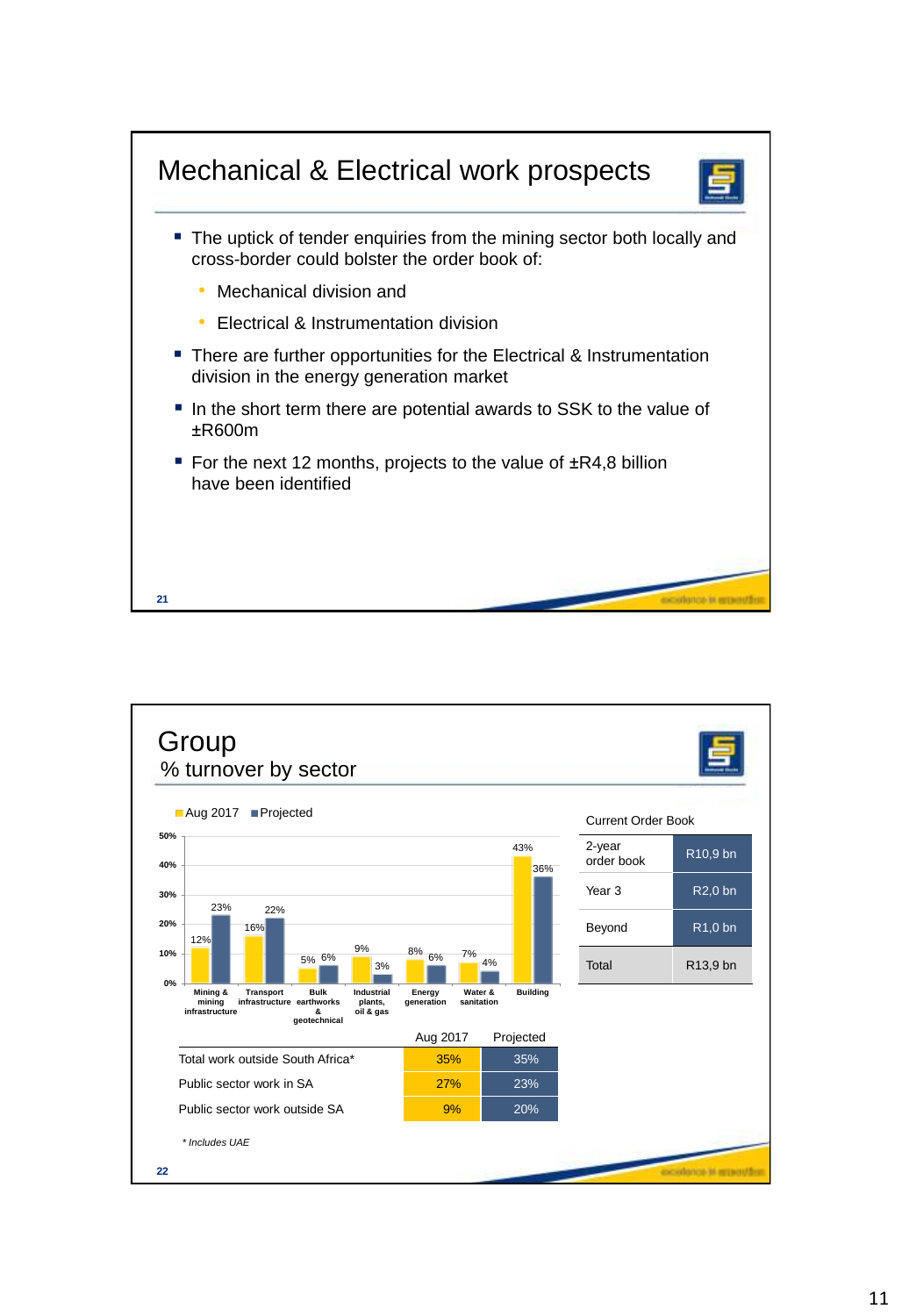# Mechanical & Electrical work prospects

- The uptick of tender enquiries from the mining sector both locally and cross-border could bolster the order book of:
  - Mechanical division and
  - Electrical & Instrumentation division
- There are further opportunities for the Electrical & Instrumentation division in the energy generation market
- In the short term there are potential awards to SSK to the value of ±R600m
- For the next 12 months, projects to the value of ±R4,8 billion have been identified

# Group

## % turnover by sector

| Sector | Aug 2017 | Projected |
|---|---|---|
| Mining & mining infrastructure | 12% | 23% |
| Transport infrastructure | 16% | 22% |
| Bulk earthworks & geotechnical | 5% | 6% |
| Industrial plants, oil & gas | 9% | 3% |
| Energy generation | 8% | 6% |
| Water & sanitation | 7% | 4% |
| Building | 43% | 36% |

| Current Order Book | |
|---|---|
| 2-year order book | R10,9 bn |
| Year 3 | R2,0 bn |
| Beyond | R1,0 bn |
| Total | R13,9 bn |

| | Aug 2017 | Projected |
|---|---|---|
| Total work outside South Africa* | 35% | 35% |
| Public sector work in SA | 27% | 23% |
| Public sector work outside SA | 9% | 20% |

*\* Includes UAE*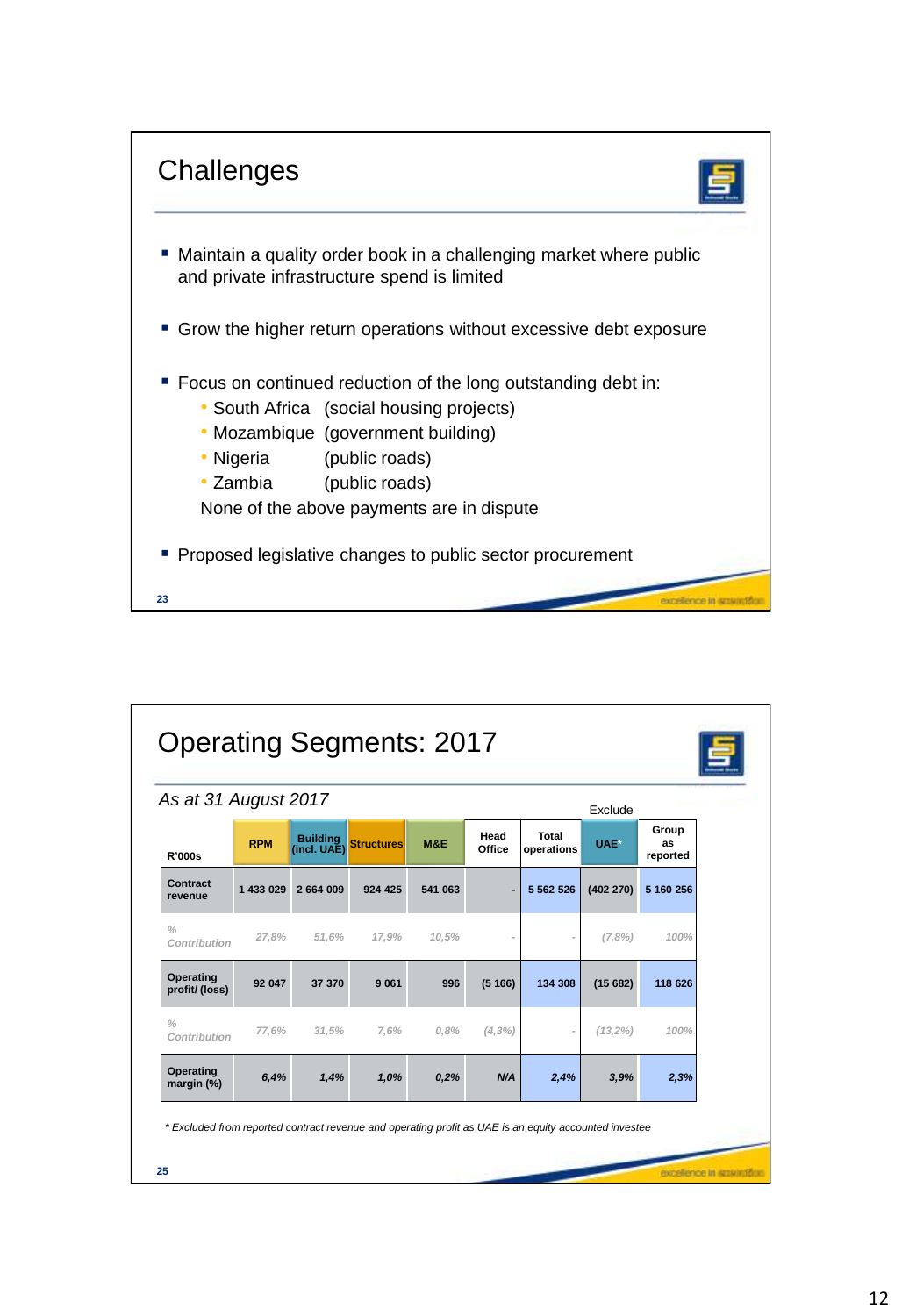# Challenges

- Maintain a quality order book in a challenging market where public and private infrastructure spend is limited
- Grow the higher return operations without excessive debt exposure
- Focus on continued reduction of the long outstanding debt in:
  - South Africa (social housing projects)
  - Mozambique (government building)
  - Nigeria (public roads)
  - Zambia (public roads)

  None of the above payments are in dispute
- Proposed legislative changes to public sector procurement

# Operating Segments: 2017

*As at 31 August 2017*

| R'000s | RPM | Building (incl. UAE) | Structures | M&E | Head Office | Total operations | Exclude UAE* | Group as reported |
|---|---|---|---|---|---|---|---|---|
| **Contract revenue** | 1 433 029 | 2 664 009 | 924 425 | 541 063 | - | 5 562 526 | (402 270) | 5 160 256 |
| *% Contribution* | *27,8%* | *51,6%* | *17,9%* | *10,5%* | *-* | *-* | *(7,8%)* | *100%* |
| **Operating profit/ (loss)** | 92 047 | 37 370 | 9 061 | 996 | (5 166) | 134 308 | (15 682) | 118 626 |
| *% Contribution* | *77,6%* | *31,5%* | *7,6%* | *0,8%* | *(4,3%)* | *-* | *(13,2%)* | *100%* |
| **Operating margin (%)** | *6,4%* | *1,4%* | *1,0%* | *0,2%* | *N/A* | *2,4%* | *3,9%* | *2,3%* |

*\* Excluded from reported contract revenue and operating profit as UAE is an equity accounted investee*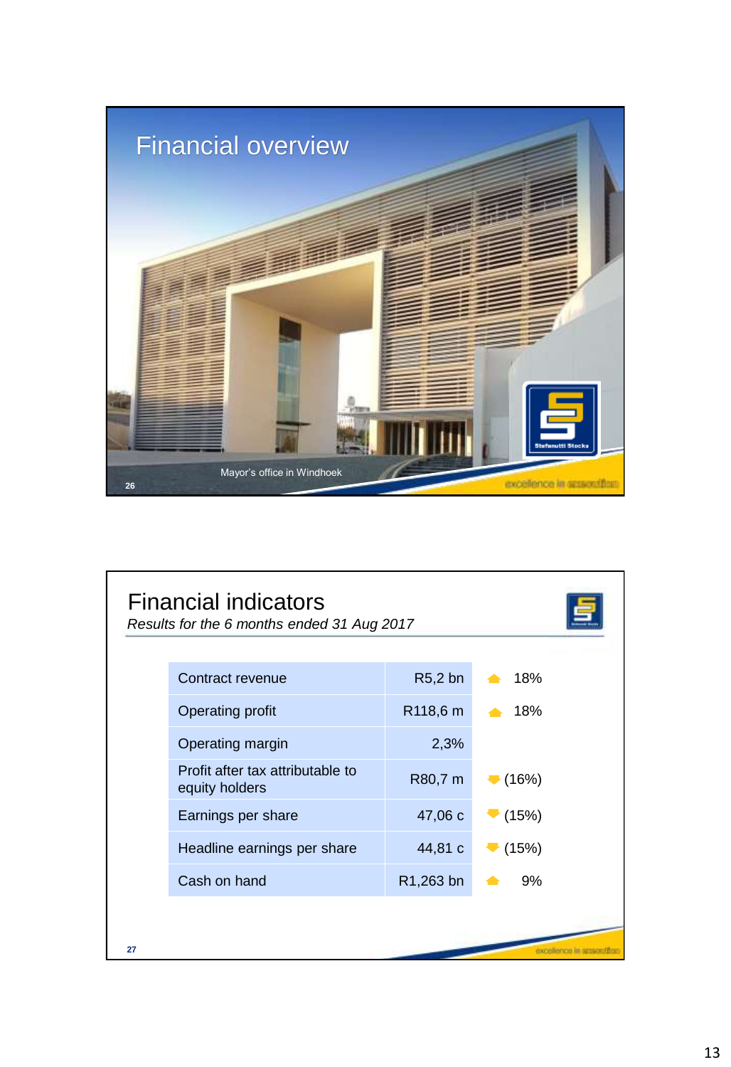# Financial overview

Mayor's office in Windhoek

## Financial indicators

*Results for the 6 months ended 31 Aug 2017*

| Indicator | Value | Change |
|---|---|---|
| Contract revenue | R5,2 bn | ▲ 18% |
| Operating profit | R118,6 m | ▲ 18% |
| Operating margin | 2,3% | |
| Profit after tax attributable to equity holders | R80,7 m | ▼ (16%) |
| Earnings per share | 47,06 c | ▼ (15%) |
| Headline earnings per share | 44,81 c | ▼ (15%) |
| Cash on hand | R1,263 bn | ▲ 9% |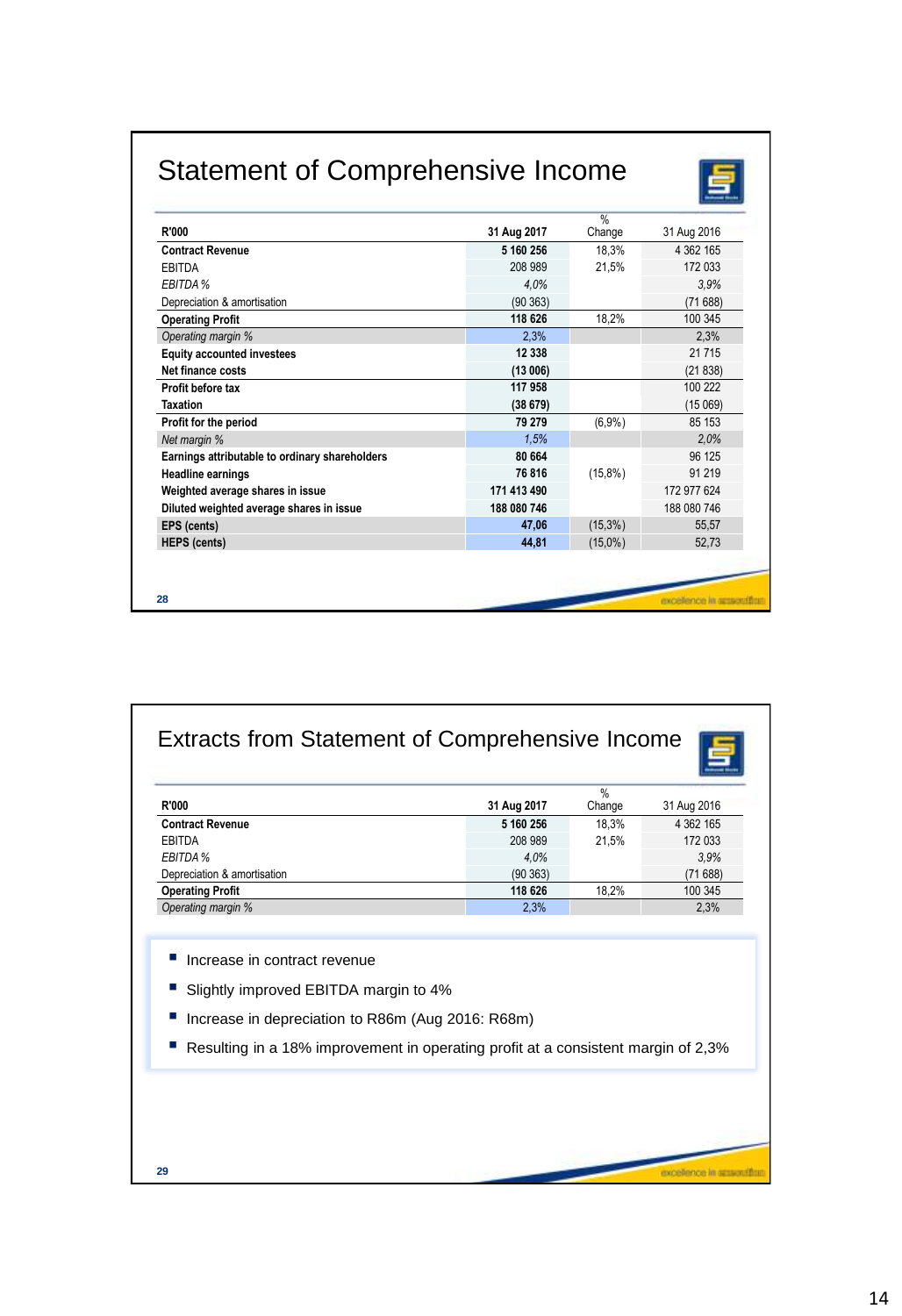## Statement of Comprehensive Income

| R'000 | 31 Aug 2017 | % Change | 31 Aug 2016 |
|---|---|---|---|
| **Contract Revenue** | **5 160 256** | 18,3% | 4 362 165 |
| EBITDA | 208 989 | 21,5% | 172 033 |
| *EBITDA %* | *4,0%* | | *3,9%* |
| Depreciation & amortisation | (90 363) | | (71 688) |
| **Operating Profit** | **118 626** | 18,2% | 100 345 |
| *Operating margin %* | 2,3% | | 2,3% |
| **Equity accounted investees** | **12 338** | | 21 715 |
| **Net finance costs** | **(13 006)** | | (21 838) |
| **Profit before tax** | **117 958** | | 100 222 |
| **Taxation** | **(38 679)** | | (15 069) |
| **Profit for the period** | **79 279** | (6,9%) | 85 153 |
| *Net margin %* | *1,5%* | | *2,0%* |
| **Earnings attributable to ordinary shareholders** | **80 664** | | 96 125 |
| **Headline earnings** | **76 816** | (15,8%) | 91 219 |
| **Weighted average shares in issue** | **171 413 490** | | 172 977 624 |
| **Diluted weighted average shares in issue** | **188 080 746** | | 188 080 746 |
| **EPS (cents)** | **47,06** | (15,3%) | 55,57 |
| **HEPS (cents)** | **44,81** | (15,0%) | 52,73 |

excellence in execution

## Extracts from Statement of Comprehensive Income

| R'000 | 31 Aug 2017 | % Change | 31 Aug 2016 |
|---|---|---|---|
| **Contract Revenue** | **5 160 256** | 18,3% | 4 362 165 |
| EBITDA | 208 989 | 21,5% | 172 033 |
| *EBITDA %* | *4,0%* | | *3,9%* |
| Depreciation & amortisation | (90 363) | | (71 688) |
| **Operating Profit** | **118 626** | 18,2% | 100 345 |
| *Operating margin %* | 2,3% | | 2,3% |

- Increase in contract revenue
- Slightly improved EBITDA margin to 4%
- Increase in depreciation to R86m (Aug 2016: R68m)
- Resulting in a 18% improvement in operating profit at a consistent margin of 2,3%

excellence in execution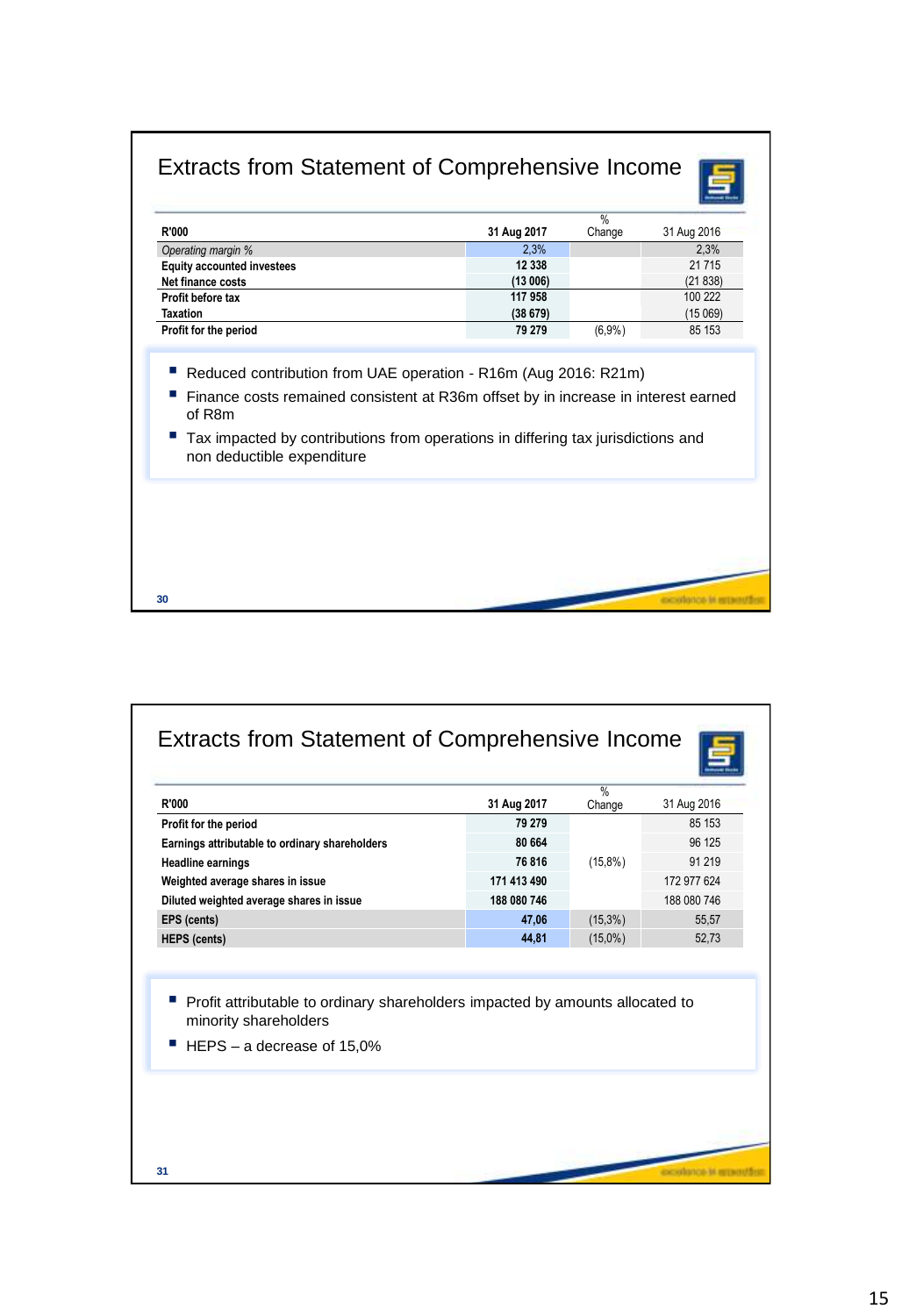## Extracts from Statement of Comprehensive Income

| R'000 | 31 Aug 2017 | % Change | 31 Aug 2016 |
|---|---|---|---|
| *Operating margin %* | 2,3% | | 2,3% |
| **Equity accounted investees** | 12 338 | | 21 715 |
| **Net finance costs** | (13 006) | | (21 838) |
| **Profit before tax** | 117 958 | | 100 222 |
| **Taxation** | (38 679) | | (15 069) |
| **Profit for the period** | 79 279 | (6,9%) | 85 153 |

- Reduced contribution from UAE operation - R16m (Aug 2016: R21m)
- Finance costs remained consistent at R36m offset by in increase in interest earned of R8m
- Tax impacted by contributions from operations in differing tax jurisdictions and non deductible expenditure

30

## Extracts from Statement of Comprehensive Income

| R'000 | 31 Aug 2017 | % Change | 31 Aug 2016 |
|---|---|---|---|
| **Profit for the period** | 79 279 | | 85 153 |
| **Earnings attributable to ordinary shareholders** | 80 664 | | 96 125 |
| **Headline earnings** | 76 816 | (15,8%) | 91 219 |
| **Weighted average shares in issue** | 171 413 490 | | 172 977 624 |
| **Diluted weighted average shares in issue** | 188 080 746 | | 188 080 746 |
| **EPS (cents)** | 47,06 | (15,3%) | 55,57 |
| **HEPS (cents)** | 44,81 | (15,0%) | 52,73 |

- Profit attributable to ordinary shareholders impacted by amounts allocated to minority shareholders
- HEPS – a decrease of 15,0%

31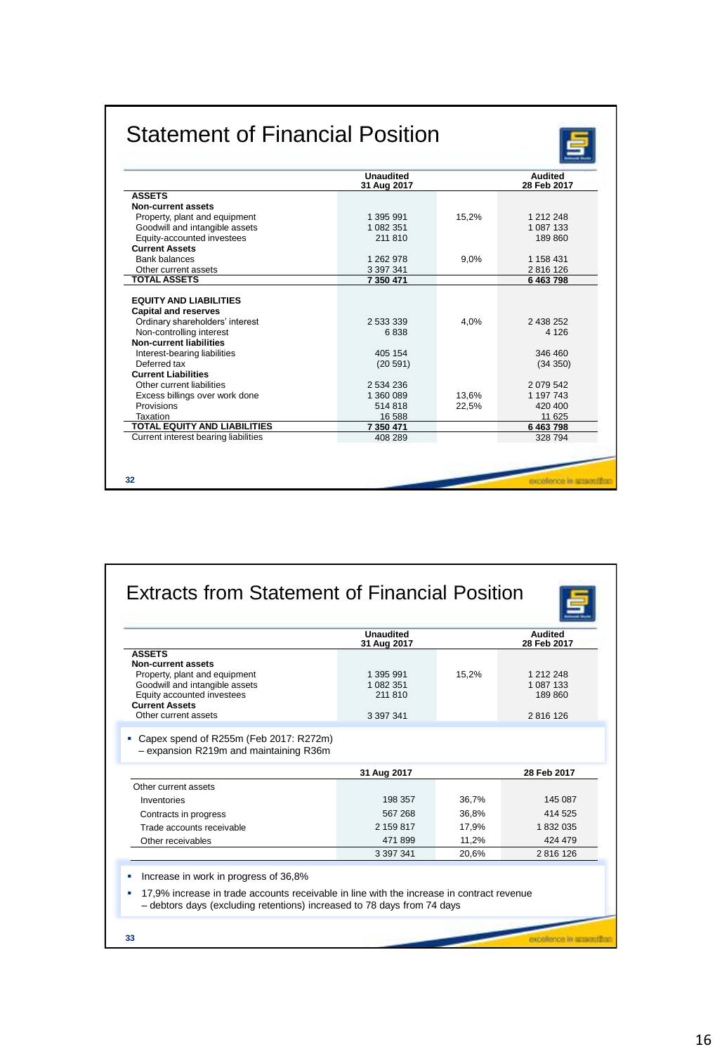# Statement of Financial Position

| | Unaudited 31 Aug 2017 | | Audited 28 Feb 2017 |
|---|---|---|---|
| **ASSETS** | | | |
| **Non-current assets** | | | |
| Property, plant and equipment | 1 395 991 | 15,2% | 1 212 248 |
| Goodwill and intangible assets | 1 082 351 | | 1 087 133 |
| Equity-accounted investees | 211 810 | | 189 860 |
| **Current Assets** | | | |
| Bank balances | 1 262 978 | 9,0% | 1 158 431 |
| Other current assets | 3 397 341 | | 2 816 126 |
| **TOTAL ASSETS** | **7 350 471** | | **6 463 798** |
| | | | |
| **EQUITY AND LIABILITIES** | | | |
| **Capital and reserves** | | | |
| Ordinary shareholders' interest | 2 533 339 | 4,0% | 2 438 252 |
| Non-controlling interest | 6 838 | | 4 126 |
| **Non-current liabilities** | | | |
| Interest-bearing liabilities | 405 154 | | 346 460 |
| Deferred tax | (20 591) | | (34 350) |
| **Current Liabilities** | | | |
| Other current liabilities | 2 534 236 | | 2 079 542 |
| Excess billings over work done | 1 360 089 | 13,6% | 1 197 743 |
| Provisions | 514 818 | 22,5% | 420 400 |
| Taxation | 16 588 | | 11 625 |
| **TOTAL EQUITY AND LIABILITIES** | **7 350 471** | | **6 463 798** |
| Current interest bearing liabilities | 408 289 | | 328 794 |

# Extracts from Statement of Financial Position

| | Unaudited 31 Aug 2017 | | Audited 28 Feb 2017 |
|---|---|---|---|
| **ASSETS** | | | |
| **Non-current assets** | | | |
| Property, plant and equipment | 1 395 991 | 15,2% | 1 212 248 |
| Goodwill and intangible assets | 1 082 351 | | 1 087 133 |
| Equity accounted investees | 211 810 | | 189 860 |
| **Current Assets** | | | |
| Other current assets | 3 397 341 | | 2 816 126 |

- Capex spend of R255m (Feb 2017: R272m) – expansion R219m and maintaining R36m

| | 31 Aug 2017 | | 28 Feb 2017 |
|---|---|---|---|
| Other current assets | | | |
| Inventories | 198 357 | 36,7% | 145 087 |
| Contracts in progress | 567 268 | 36,8% | 414 525 |
| Trade accounts receivable | 2 159 817 | 17,9% | 1 832 035 |
| Other receivables | 471 899 | 11,2% | 424 479 |
| | 3 397 341 | 20,6% | 2 816 126 |

- Increase in work in progress of 36,8%
- 17,9% increase in trade accounts receivable in line with the increase in contract revenue – debtors days (excluding retentions) increased to 78 days from 74 days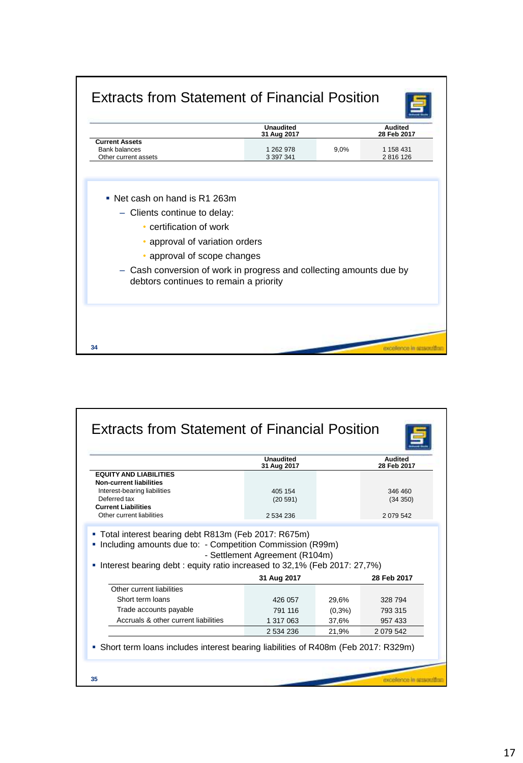# Extracts from Statement of Financial Position

| | Unaudited 31 Aug 2017 | | Audited 28 Feb 2017 |
|---|---|---|---|
| **Current Assets** | | | |
| Bank balances | 1 262 978 | 9,0% | 1 158 431 |
| Other current assets | 3 397 341 | | 2 816 126 |

- Net cash on hand is R1 263m
  - Clients continue to delay:
    - certification of work
    - approval of variation orders
    - approval of scope changes
  - Cash conversion of work in progress and collecting amounts due by debtors continues to remain a priority

# Extracts from Statement of Financial Position

| | Unaudited 31 Aug 2017 | | Audited 28 Feb 2017 |
|---|---|---|---|
| **EQUITY AND LIABILITIES** | | | |
| **Non-current liabilities** | | | |
| Interest-bearing liabilities | 405 154 | | 346 460 |
| Deferred tax | (20 591) | | (34 350) |
| **Current Liabilities** | | | |
| Other current liabilities | 2 534 236 | | 2 079 542 |

- Total interest bearing debt R813m (Feb 2017: R675m)
- Including amounts due to: - Competition Commission (R99m)
  - Settlement Agreement (R104m)
- Interest bearing debt : equity ratio increased to 32,1% (Feb 2017: 27,7%)

| | 31 Aug 2017 | | 28 Feb 2017 |
|---|---|---|---|
| Other current liabilities | | | |
| Short term loans | 426 057 | 29,6% | 328 794 |
| Trade accounts payable | 791 116 | (0,3%) | 793 315 |
| Accruals & other current liabilities | 1 317 063 | 37,6% | 957 433 |
| | 2 534 236 | 21,9% | 2 079 542 |

- Short term loans includes interest bearing liabilities of R408m (Feb 2017: R329m)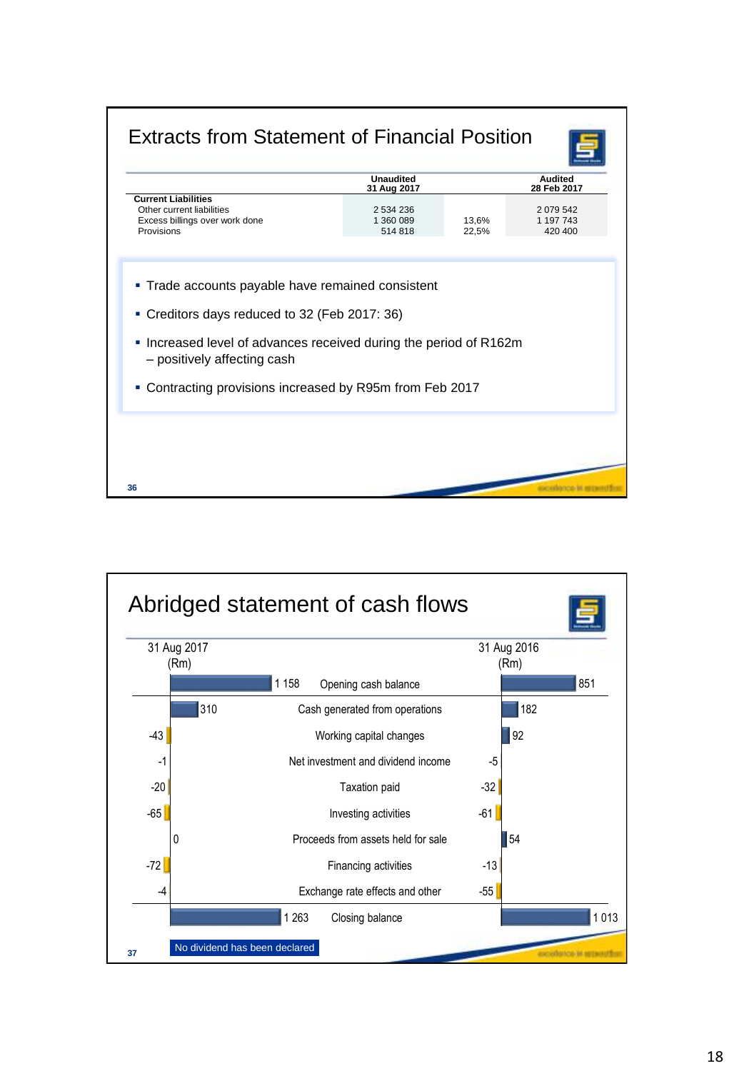## Extracts from Statement of Financial Position

| | Unaudited 31 Aug 2017 | | Audited 28 Feb 2017 |
|---|---|---|---|
| **Current Liabilities** | | | |
| Other current liabilities | 2 534 236 | | 2 079 542 |
| Excess billings over work done | 1 360 089 | 13,6% | 1 197 743 |
| Provisions | 514 818 | 22,5% | 420 400 |

- Trade accounts payable have remained consistent
- Creditors days reduced to 32 (Feb 2017: 36)
- Increased level of advances received during the period of R162m – positively affecting cash
- Contracting provisions increased by R95m from Feb 2017

## Abridged statement of cash flows

| 31 Aug 2017 (Rm) | | 31 Aug 2016 (Rm) |
|---|---|---|
| 1 158 | Opening cash balance | 851 |
| 310 | Cash generated from operations | 182 |
| -43 | Working capital changes | 92 |
| -1 | Net investment and dividend income | -5 |
| -20 | Taxation paid | -32 |
| -65 | Investing activities | -61 |
| 0 | Proceeds from assets held for sale | 54 |
| -72 | Financing activities | -13 |
| -4 | Exchange rate effects and other | -55 |
| 1 263 | Closing balance | 1 013 |

No dividend has been declared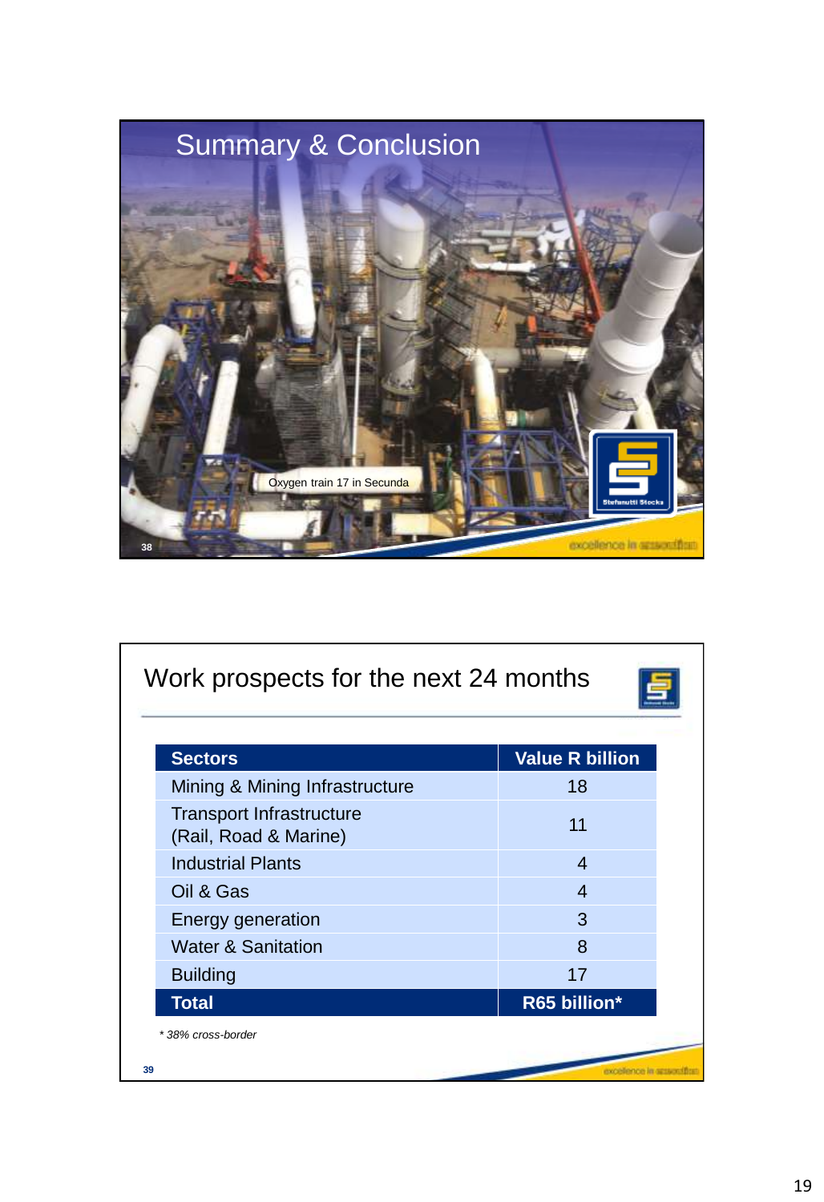## Summary & Conclusion

Oxygen train 17 in Secunda

## Work prospects for the next 24 months

| Sectors | Value R billion |
|---|---|
| Mining & Mining Infrastructure | 18 |
| Transport Infrastructure (Rail, Road & Marine) | 11 |
| Industrial Plants | 4 |
| Oil & Gas | 4 |
| Energy generation | 3 |
| Water & Sanitation | 8 |
| Building | 17 |
| **Total** | **R65 billion*** |

*\* 38% cross-border*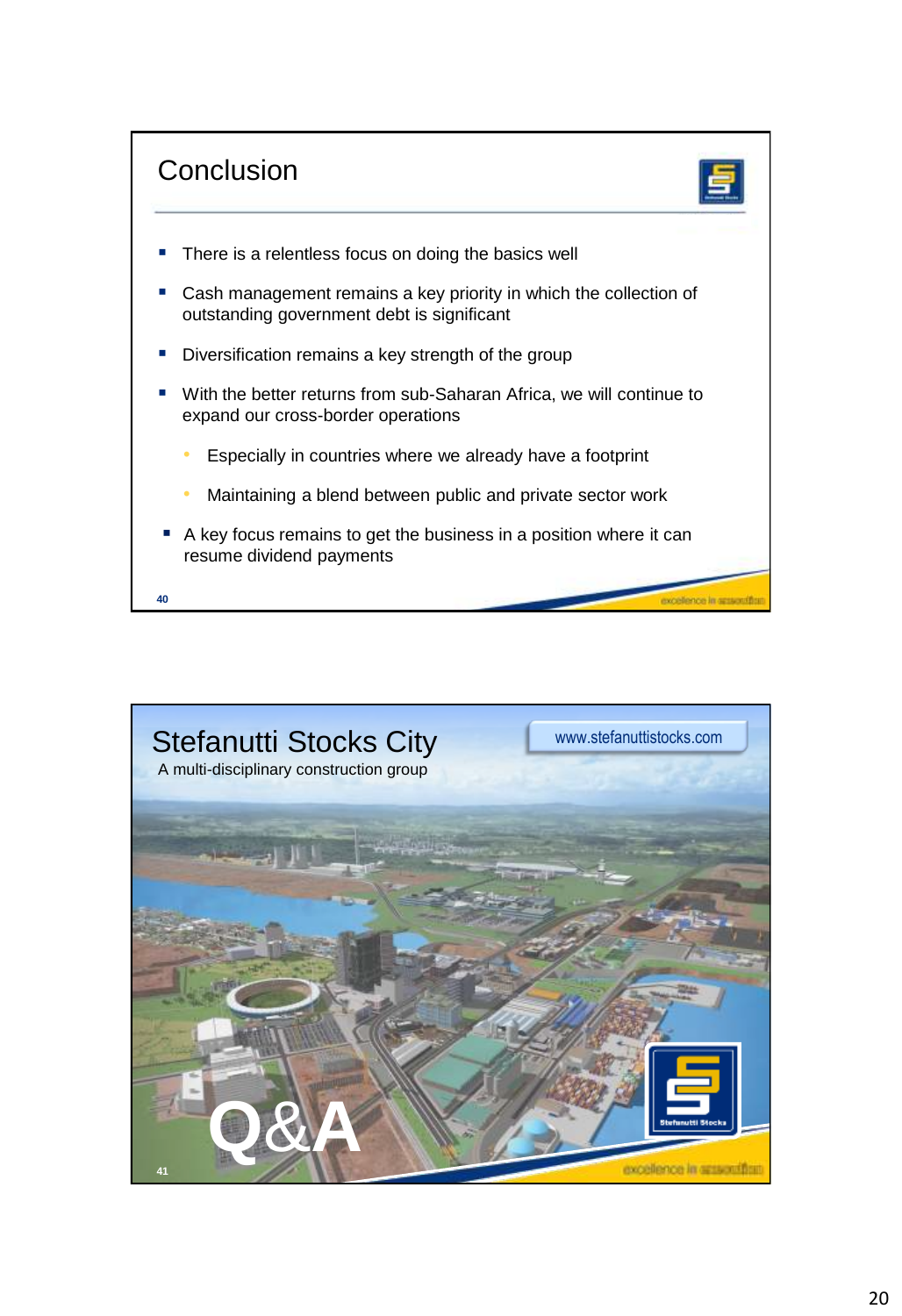## Conclusion

- There is a relentless focus on doing the basics well
- Cash management remains a key priority in which the collection of outstanding government debt is significant
- Diversification remains a key strength of the group
- With the better returns from sub-Saharan Africa, we will continue to expand our cross-border operations
  - Especially in countries where we already have a footprint
  - Maintaining a blend between public and private sector work
- A key focus remains to get the business in a position where it can resume dividend payments

## Stefanutti Stocks City

A multi-disciplinary construction group

www.stefanuttistocks.com

Q&A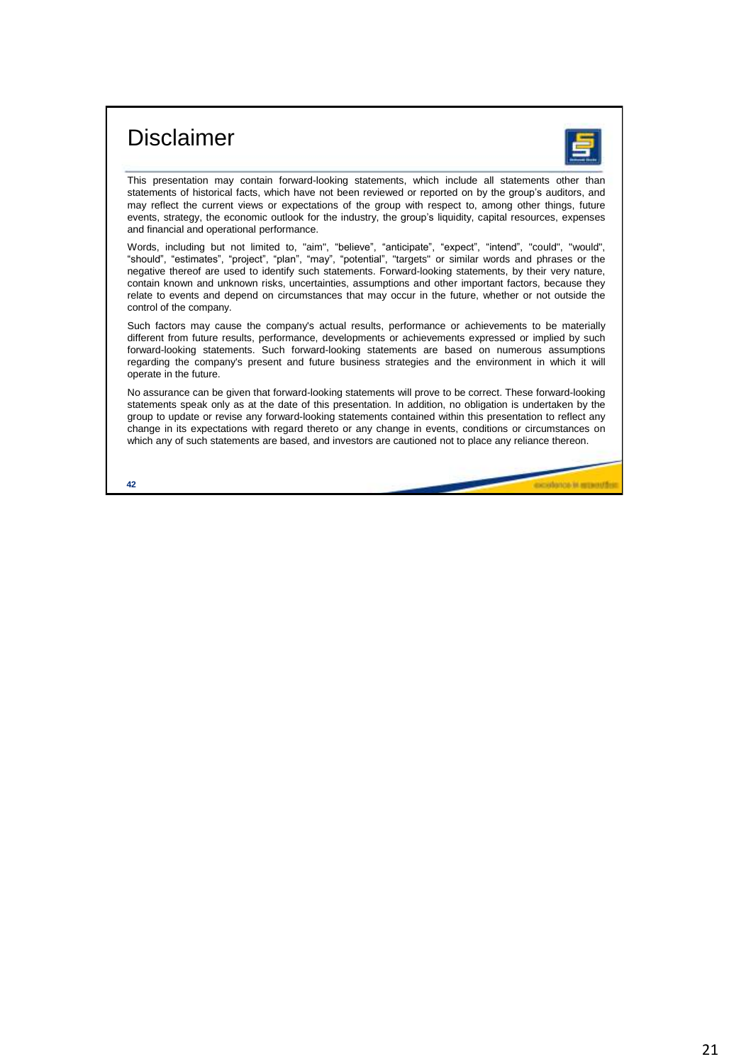# Disclaimer

This presentation may contain forward-looking statements, which include all statements other than statements of historical facts, which have not been reviewed or reported on by the group's auditors, and may reflect the current views or expectations of the group with respect to, among other things, future events, strategy, the economic outlook for the industry, the group's liquidity, capital resources, expenses and financial and operational performance.

Words, including but not limited to, "aim", "believe", "anticipate", "expect", "intend", "could", "would", "should", "estimates", "project", "plan", "may", "potential", "targets" or similar words and phrases or the negative thereof are used to identify such statements. Forward-looking statements, by their very nature, contain known and unknown risks, uncertainties, assumptions and other important factors, because they relate to events and depend on circumstances that may occur in the future, whether or not outside the control of the company.

Such factors may cause the company's actual results, performance or achievements to be materially different from future results, performance, developments or achievements expressed or implied by such forward-looking statements. Such forward-looking statements are based on numerous assumptions regarding the company's present and future business strategies and the environment in which it will operate in the future.

No assurance can be given that forward-looking statements will prove to be correct. These forward-looking statements speak only as at the date of this presentation. In addition, no obligation is undertaken by the group to update or revise any forward-looking statements contained within this presentation to reflect any change in its expectations with regard thereto or any change in events, conditions or circumstances on which any of such statements are based, and investors are cautioned not to place any reliance thereon.